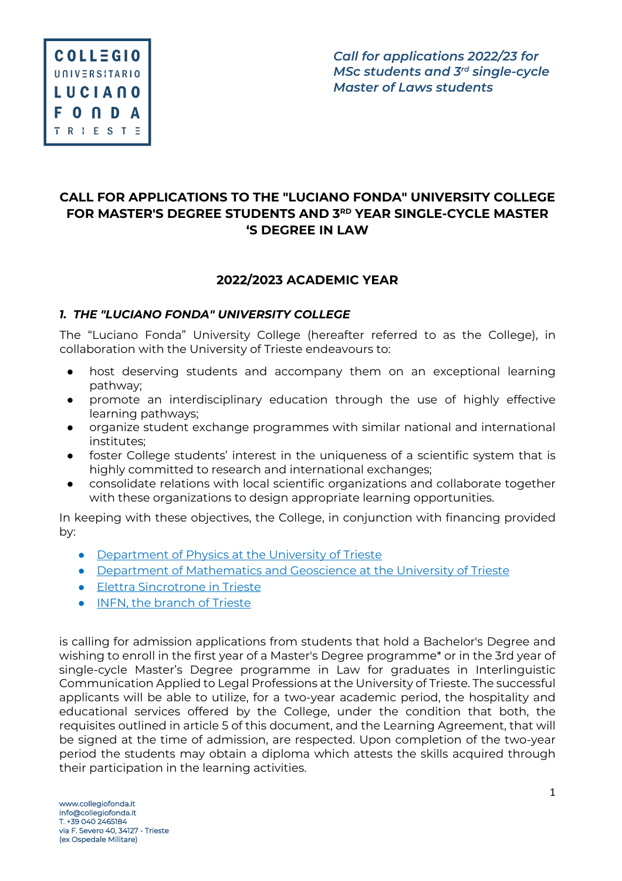*Call for applications 2022/23 for MSc students and 3rd single-cycle Master of Laws students*

# CALL FOR APPLICATIONS TO THE "LUCIANO FONDA" UNIVERSITY COLLEGE FOR MASTER'S DEGREE STUDENTS AND 3RD YEAR SINGLE-CYCLE MASTER 'S DEGREE IN LAW

## 2022/2023 ACADEMIC YEAR

### *1. THE "LUCIANO FONDA" UNIVERSITY COLLEGE*

The "Luciano Fonda" University College (hereafter referred to as the College), in collaboration with the University of Trieste endeavours to:

- host deserving students and accompany them on an exceptional learning pathway;
- promote an interdisciplinary education through the use of highly effective learning pathways;
- organize student exchange programmes with similar national and international institutes;
- foster College students' interest in the uniqueness of a scientific system that is highly committed to research and international exchanges;
- consolidate relations with local scientific organizations and collaborate together with these organizations to design appropriate learning opportunities.

In keeping with these objectives, the College, in conjunction with financing provided by:

- Department of Physics at the University of Trieste
- Department of Mathematics and Geoscience at the University of Trieste
- Elettra Sincrotrone in Trieste
- INFN, the branch of Trieste

is calling for admission applications from students that hold a Bachelor's Degree and wishing to enroll in the first year of a Master's Degree programme* or in the 3rd year of single-cycle Master's Degree programme in Law for graduates in Interlinguistic Communication Applied to Legal Professions at the University of Trieste. The successful applicants will be able to utilize, for a two-year academic period, the hospitality and educational services offered by the College, under the condition that both, the requisites outlined in article 5 of this document, and the Learning Agreement, that will be signed at the time of admission, are respected. Upon completion of the two-year period the students may obtain a diploma which attests the skills acquired through their participation in the learning activities.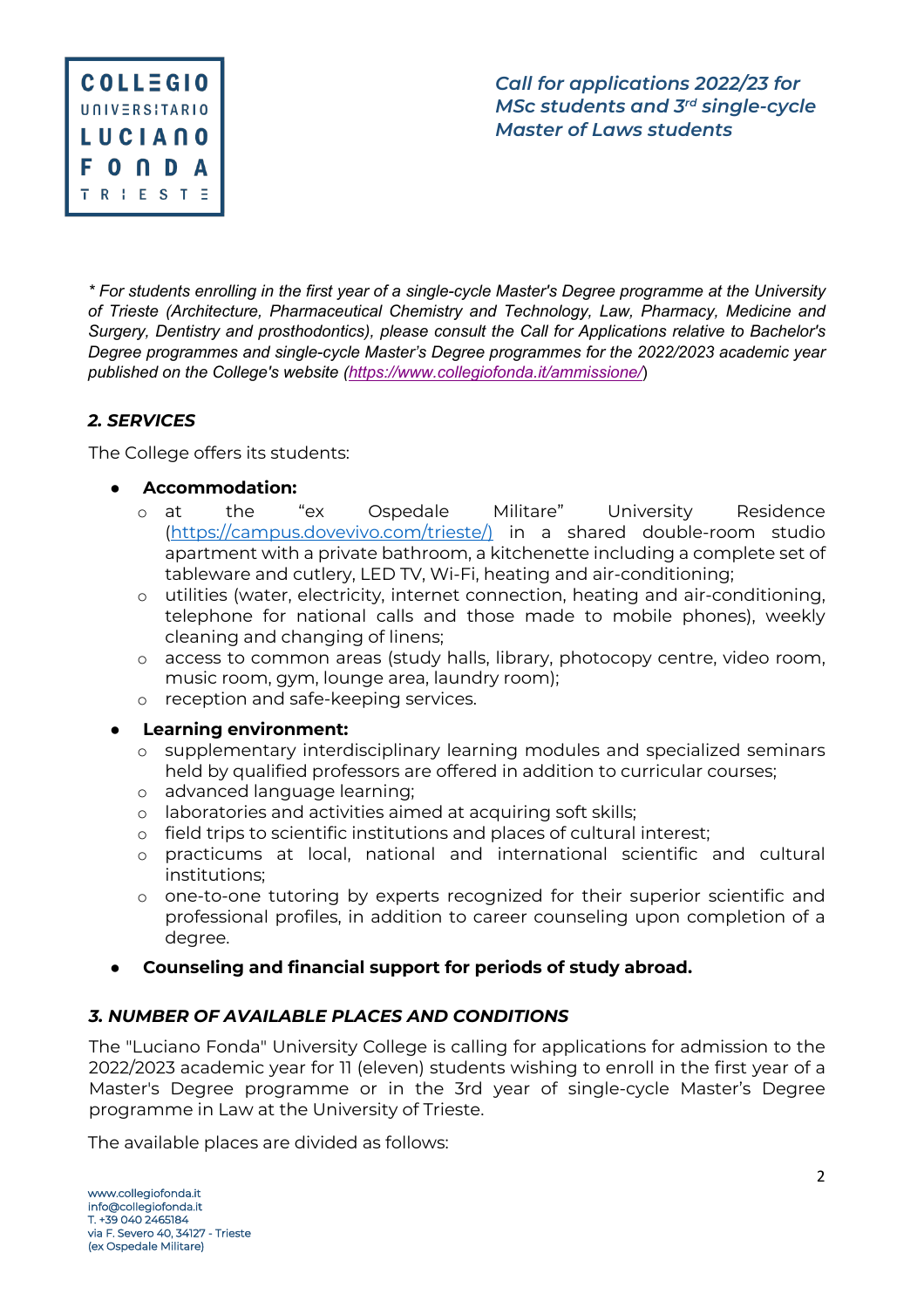*\* For students enrolling in the first year of a single-cycle Master's Degree programme at the University of Trieste (Architecture, Pharmaceutical Chemistry and Technology, Law, Pharmacy, Medicine and Surgery, Dentistry and prosthodontics), please consult the Call for Applications relative to Bachelor's Degree programmes and single-cycle Master's Degree programmes for the 2022/2023 academic year published on the College's website ([https://www.collegiofonda.it/ammissione/](https://www.collegiofonda.it/ammissione/))*

## *2. SERVICES*

The College offers its students:

- **Accommodation:**
  - at the "ex Ospedale Militare" University Residence ([https://campus.dovevivo.com/trieste/)](https://campus.dovevivo.com/trieste/) in a shared double-room studio apartment with a private bathroom, a kitchenette including a complete set of tableware and cutlery, LED TV, Wi-Fi, heating and air-conditioning;
  - utilities (water, electricity, internet connection, heating and air-conditioning, telephone for national calls and those made to mobile phones), weekly cleaning and changing of linens;
  - access to common areas (study halls, library, photocopy centre, video room, music room, gym, lounge area, laundry room);
  - reception and safe-keeping services.
- **Learning environment:**
  - supplementary interdisciplinary learning modules and specialized seminars held by qualified professors are offered in addition to curricular courses;
  - advanced language learning;
  - laboratories and activities aimed at acquiring soft skills;
  - field trips to scientific institutions and places of cultural interest;
  - practicums at local, national and international scientific and cultural institutions;
  - one-to-one tutoring by experts recognized for their superior scientific and professional profiles, in addition to career counseling upon completion of a degree.
- **Counseling and financial support for periods of study abroad.**

## *3. NUMBER OF AVAILABLE PLACES AND CONDITIONS*

The "Luciano Fonda" University College is calling for applications for admission to the 2022/2023 academic year for 11 (eleven) students wishing to enroll in the first year of a Master's Degree programme or in the 3rd year of single-cycle Master's Degree programme in Law at the University of Trieste.

The available places are divided as follows: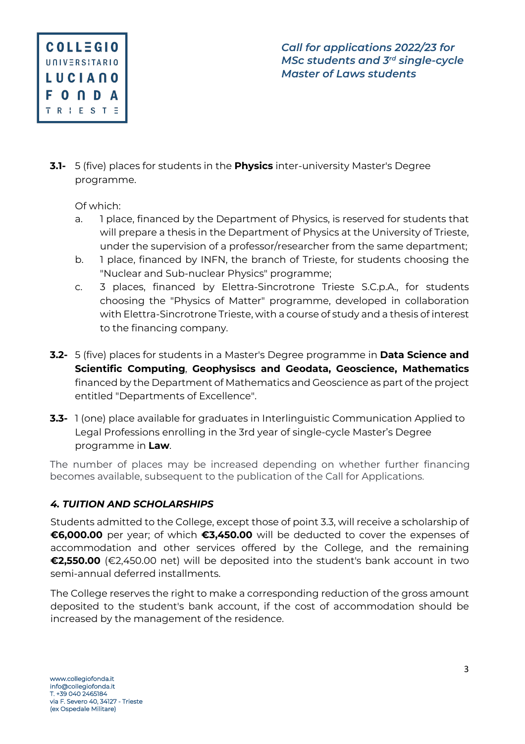**3.1-** 5 (five) places for students in the **Physics** inter-university Master's Degree programme.

Of which:

a. 1 place, financed by the Department of Physics, is reserved for students that will prepare a thesis in the Department of Physics at the University of Trieste, under the supervision of a professor/researcher from the same department;

b. 1 place, financed by INFN, the branch of Trieste, for students choosing the "Nuclear and Sub-nuclear Physics" programme;

c. 3 places, financed by Elettra-Sincrotrone Trieste S.C.p.A., for students choosing the "Physics of Matter" programme, developed in collaboration with Elettra-Sincrotrone Trieste, with a course of study and a thesis of interest to the financing company.

**3.2-** 5 (five) places for students in a Master's Degree programme in **Data Science and Scientific Computing**, **Geophysiscs and Geodata, Geoscience, Mathematics** financed by the Department of Mathematics and Geoscience as part of the project entitled "Departments of Excellence".

**3.3-** 1 (one) place available for graduates in Interlinguistic Communication Applied to Legal Professions enrolling in the 3rd year of single-cycle Master's Degree programme in **Law**.

The number of places may be increased depending on whether further financing becomes available, subsequent to the publication of the Call for Applications.

### *4. TUITION AND SCHOLARSHIPS*

Students admitted to the College, except those of point 3.3, will receive a scholarship of **€6,000.00** per year; of which **€3,450.00** will be deducted to cover the expenses of accommodation and other services offered by the College, and the remaining **€2,550.00** (€2,450.00 net) will be deposited into the student's bank account in two semi-annual deferred installments.

The College reserves the right to make a corresponding reduction of the gross amount deposited to the student's bank account, if the cost of accommodation should be increased by the management of the residence.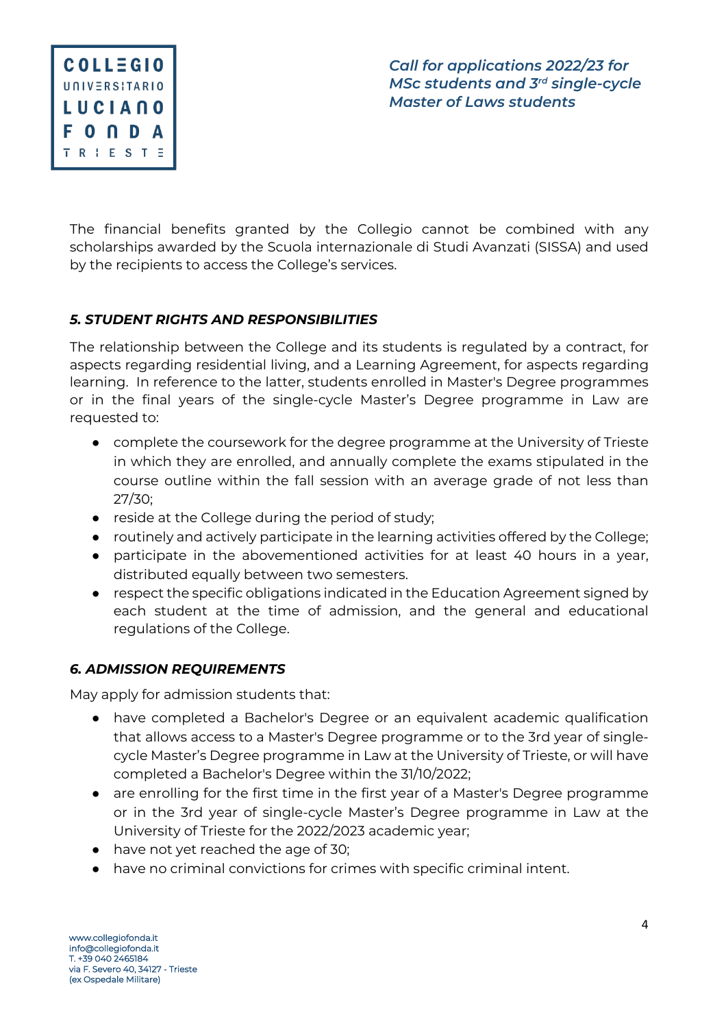The financial benefits granted by the Collegio cannot be combined with any scholarships awarded by the Scuola internazionale di Studi Avanzati (SISSA) and used by the recipients to access the College's services.

### *5. STUDENT RIGHTS AND RESPONSIBILITIES*

The relationship between the College and its students is regulated by a contract, for aspects regarding residential living, and a Learning Agreement, for aspects regarding learning. In reference to the latter, students enrolled in Master's Degree programmes or in the final years of the single-cycle Master's Degree programme in Law are requested to:

- complete the coursework for the degree programme at the University of Trieste in which they are enrolled, and annually complete the exams stipulated in the course outline within the fall session with an average grade of not less than 27/30;
- reside at the College during the period of study;
- routinely and actively participate in the learning activities offered by the College;
- participate in the abovementioned activities for at least 40 hours in a year, distributed equally between two semesters.
- respect the specific obligations indicated in the Education Agreement signed by each student at the time of admission, and the general and educational regulations of the College.

### *6. ADMISSION REQUIREMENTS*

May apply for admission students that:

- have completed a Bachelor's Degree or an equivalent academic qualification that allows access to a Master's Degree programme or to the 3rd year of single-cycle Master's Degree programme in Law at the University of Trieste, or will have completed a Bachelor's Degree within the 31/10/2022;
- are enrolling for the first time in the first year of a Master's Degree programme or in the 3rd year of single-cycle Master's Degree programme in Law at the University of Trieste for the 2022/2023 academic year;
- have not yet reached the age of 30;
- have no criminal convictions for crimes with specific criminal intent.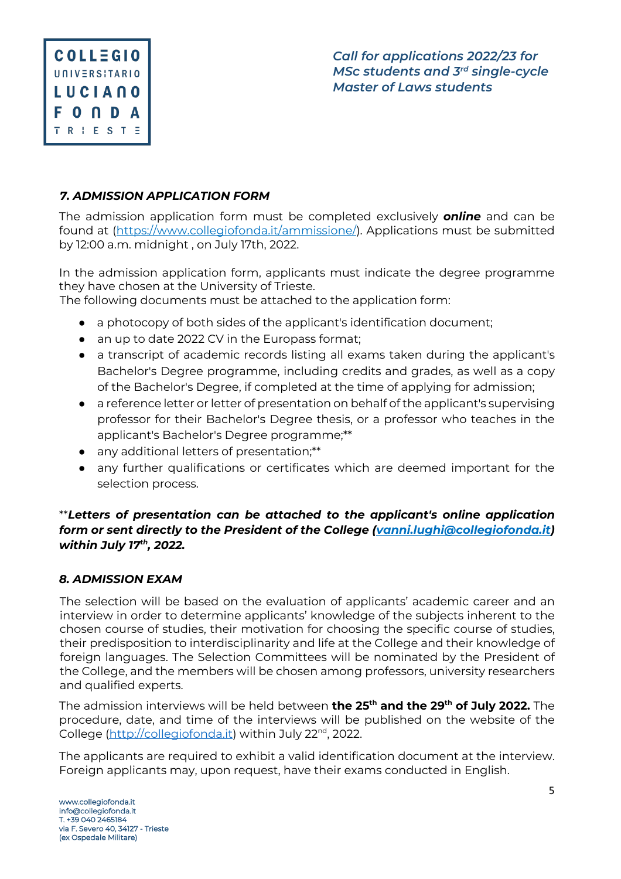### *7. ADMISSION APPLICATION FORM*

The admission application form must be completed exclusively ***online*** and can be found at (https://www.collegiofonda.it/ammissione/). Applications must be submitted by 12:00 a.m. midnight , on July 17th, 2022.

In the admission application form, applicants must indicate the degree programme they have chosen at the University of Trieste.
The following documents must be attached to the application form:

- a photocopy of both sides of the applicant's identification document;
- an up to date 2022 CV in the Europass format;
- a transcript of academic records listing all exams taken during the applicant's Bachelor's Degree programme, including credits and grades, as well as a copy of the Bachelor's Degree, if completed at the time of applying for admission;
- a reference letter or letter of presentation on behalf of the applicant's supervising professor for their Bachelor's Degree thesis, or a professor who teaches in the applicant's Bachelor's Degree programme;**
- any additional letters of presentation;**
- any further qualifications or certificates which are deemed important for the selection process.

**\*\****Letters of presentation can be attached to the applicant's online application form or sent directly to the President of the College (vanni.lughi@collegiofonda.it) within July 17th, 2022.***

### *8. ADMISSION EXAM*

The selection will be based on the evaluation of applicants' academic career and an interview in order to determine applicants' knowledge of the subjects inherent to the chosen course of studies, their motivation for choosing the specific course of studies, their predisposition to interdisciplinarity and life at the College and their knowledge of foreign languages. The Selection Committees will be nominated by the President of the College, and the members will be chosen among professors, university researchers and qualified experts.

The admission interviews will be held between **the 25th and the 29th of July 2022.** The procedure, date, and time of the interviews will be published on the website of the College (http://collegiofonda.it) within July 22nd, 2022.

The applicants are required to exhibit a valid identification document at the interview. Foreign applicants may, upon request, have their exams conducted in English.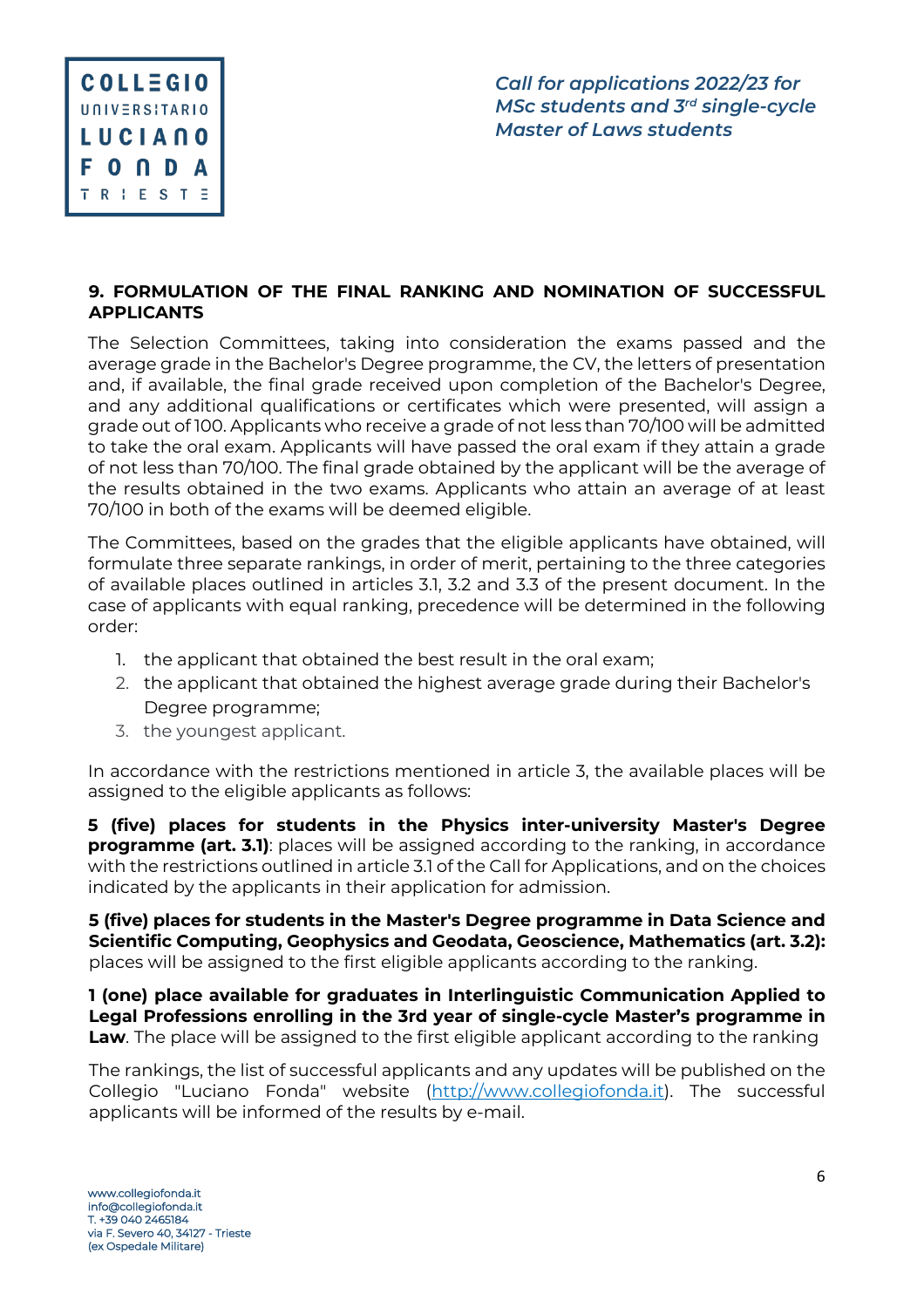## 9. FORMULATION OF THE FINAL RANKING AND NOMINATION OF SUCCESSFUL APPLICANTS

The Selection Committees, taking into consideration the exams passed and the average grade in the Bachelor's Degree programme, the CV, the letters of presentation and, if available, the final grade received upon completion of the Bachelor's Degree, and any additional qualifications or certificates which were presented, will assign a grade out of 100. Applicants who receive a grade of not less than 70/100 will be admitted to take the oral exam. Applicants will have passed the oral exam if they attain a grade of not less than 70/100. The final grade obtained by the applicant will be the average of the results obtained in the two exams. Applicants who attain an average of at least 70/100 in both of the exams will be deemed eligible.

The Committees, based on the grades that the eligible applicants have obtained, will formulate three separate rankings, in order of merit, pertaining to the three categories of available places outlined in articles 3.1, 3.2 and 3.3 of the present document. In the case of applicants with equal ranking, precedence will be determined in the following order:

1. the applicant that obtained the best result in the oral exam;
2. the applicant that obtained the highest average grade during their Bachelor's Degree programme;
3. the youngest applicant.

In accordance with the restrictions mentioned in article 3, the available places will be assigned to the eligible applicants as follows:

**5 (five) places for students in the Physics inter-university Master's Degree programme (art. 3.1)**: places will be assigned according to the ranking, in accordance with the restrictions outlined in article 3.1 of the Call for Applications, and on the choices indicated by the applicants in their application for admission.

**5 (five) places for students in the Master's Degree programme in Data Science and Scientific Computing, Geophysics and Geodata, Geoscience, Mathematics (art. 3.2):** places will be assigned to the first eligible applicants according to the ranking.

**1 (one) place available for graduates in Interlinguistic Communication Applied to Legal Professions enrolling in the 3rd year of single-cycle Master's programme in Law**. The place will be assigned to the first eligible applicant according to the ranking

The rankings, the list of successful applicants and any updates will be published on the Collegio "Luciano Fonda" website (http://www.collegiofonda.it). The successful applicants will be informed of the results by e-mail.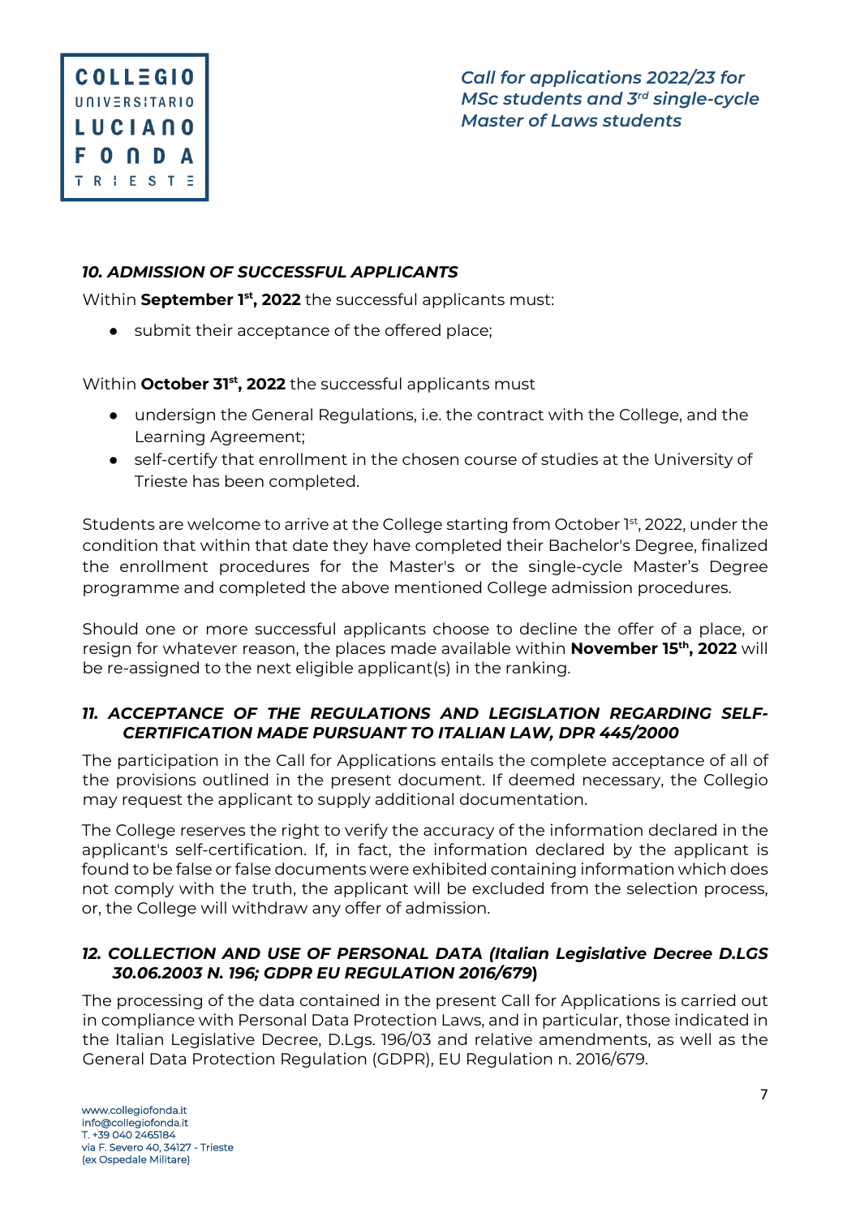### *10. ADMISSION OF SUCCESSFUL APPLICANTS*

Within **September 1st, 2022** the successful applicants must:

- submit their acceptance of the offered place;

Within **October 31st, 2022** the successful applicants must

- undersign the General Regulations, i.e. the contract with the College, and the Learning Agreement;
- self-certify that enrollment in the chosen course of studies at the University of Trieste has been completed.

Students are welcome to arrive at the College starting from October 1st, 2022, under the condition that within that date they have completed their Bachelor's Degree, finalized the enrollment procedures for the Master's or the single-cycle Master's Degree programme and completed the above mentioned College admission procedures.

Should one or more successful applicants choose to decline the offer of a place, or resign for whatever reason, the places made available within **November 15th, 2022** will be re-assigned to the next eligible applicant(s) in the ranking.

### *11. ACCEPTANCE OF THE REGULATIONS AND LEGISLATION REGARDING SELF-CERTIFICATION MADE PURSUANT TO ITALIAN LAW, DPR 445/2000*

The participation in the Call for Applications entails the complete acceptance of all of the provisions outlined in the present document. If deemed necessary, the Collegio may request the applicant to supply additional documentation.

The College reserves the right to verify the accuracy of the information declared in the applicant's self-certification. If, in fact, the information declared by the applicant is found to be false or false documents were exhibited containing information which does not comply with the truth, the applicant will be excluded from the selection process, or, the College will withdraw any offer of admission.

### *12. COLLECTION AND USE OF PERSONAL DATA (Italian Legislative Decree D.LGS 30.06.2003 N. 196; GDPR EU REGULATION 2016/679)*

The processing of the data contained in the present Call for Applications is carried out in compliance with Personal Data Protection Laws, and in particular, those indicated in the Italian Legislative Decree, D.Lgs. 196/03 and relative amendments, as well as the General Data Protection Regulation (GDPR), EU Regulation n. 2016/679.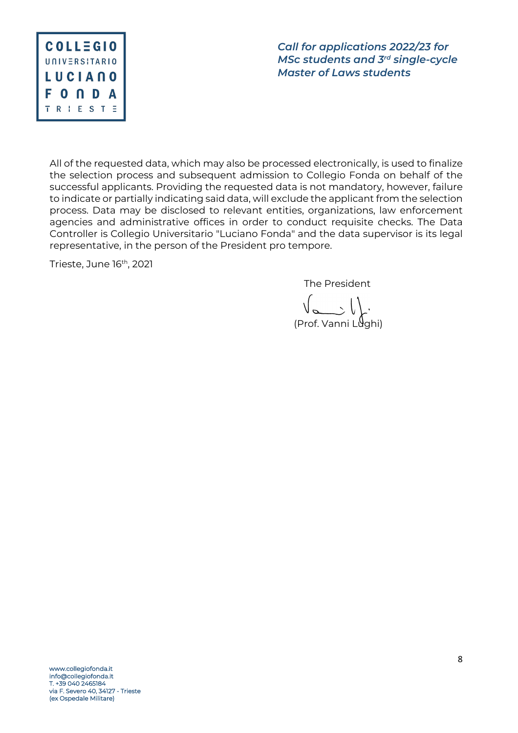All of the requested data, which may also be processed electronically, is used to finalize the selection process and subsequent admission to Collegio Fonda on behalf of the successful applicants. Providing the requested data is not mandatory, however, failure to indicate or partially indicating said data, will exclude the applicant from the selection process. Data may be disclosed to relevant entities, organizations, law enforcement agencies and administrative offices in order to conduct requisite checks. The Data Controller is Collegio Universitario "Luciano Fonda" and the data supervisor is its legal representative, in the person of the President pro tempore.

Trieste, June 16th, 2021

The President

(Prof. Vanni Lughi)